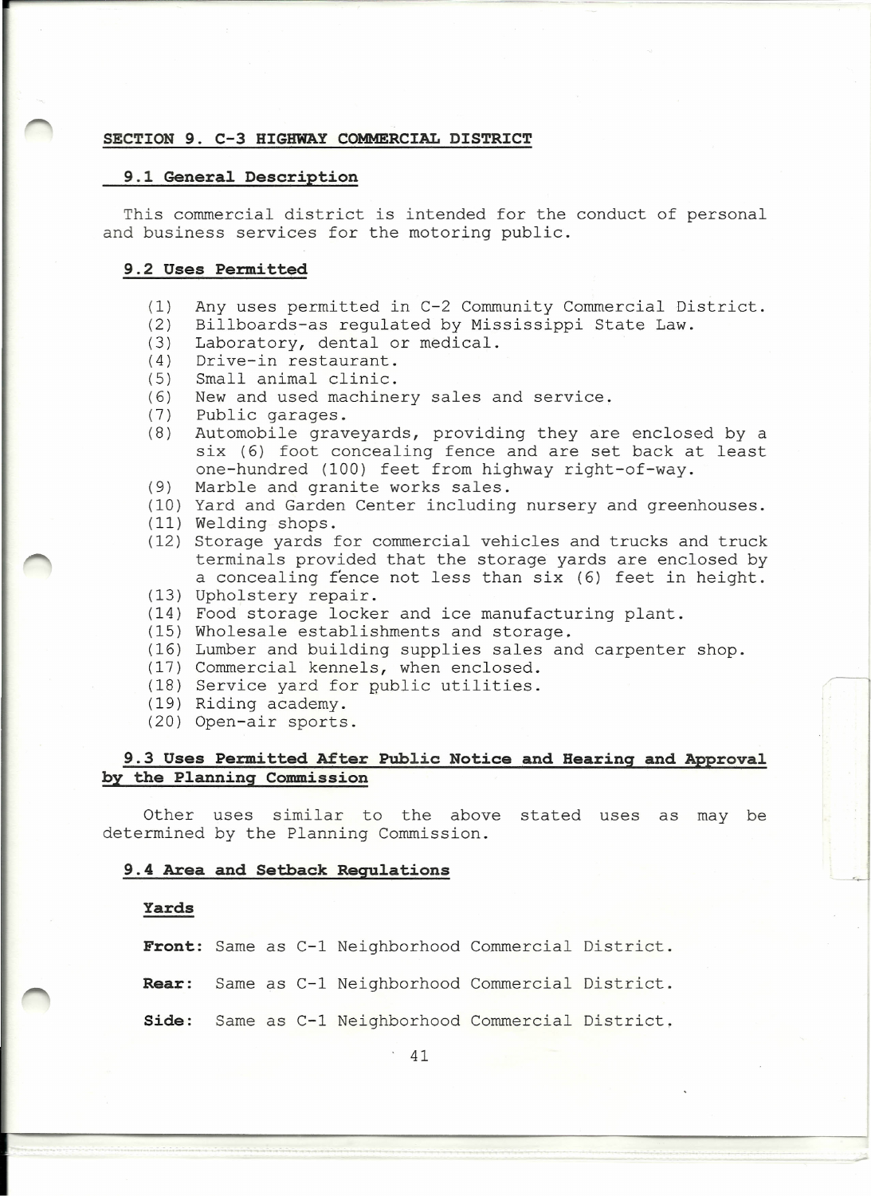## SECTION 9. C-3 HIGHWAY COMMERCIAL DISTRICT

### 9.1 General Description

This commercial district is intended for the conduct of personal and business services for the motoring public.

### 9.2 Uses Permitted

(1) Any uses permitted in C-2 Community Commercial District.
(2) Billboards-as regulated by Mississippi State Law.
(3) Laboratory, dental or medical.
(4) Drive-in restaurant.
(5) Small animal clinic.
(6) New and used machinery sales and service.
(7) Public garages.
(8) Automobile graveyards, providing they are enclosed by a six (6) foot concealing fence and are set back at least one-hundred (100) feet from highway right-of-way.
(9) Marble and granite works sales.
(10) Yard and Garden Center including nursery and greenhouses.
(11) Welding shops.
(12) Storage yards for commercial vehicles and trucks and truck terminals provided that the storage yards are enclosed by a concealing fence not less than six (6) feet in height.
(13) Upholstery repair.
(14) Food storage locker and ice manufacturing plant.
(15) Wholesale establishments and storage.
(16) Lumber and building supplies sales and carpenter shop.
(17) Commercial kennels, when enclosed.
(18) Service yard for public utilities.
(19) Riding academy.
(20) Open-air sports.

### 9.3 Uses Permitted After Public Notice and Hearing and Approval by the Planning Commission

Other uses similar to the above stated uses as may be determined by the Planning Commission.

### 9.4 Area and Setback Regulations

**Yards**

**Front:** Same as C-1 Neighborhood Commercial District.

**Rear:** Same as C-1 Neighborhood Commercial District.

**Side:** Same as C-1 Neighborhood Commercial District.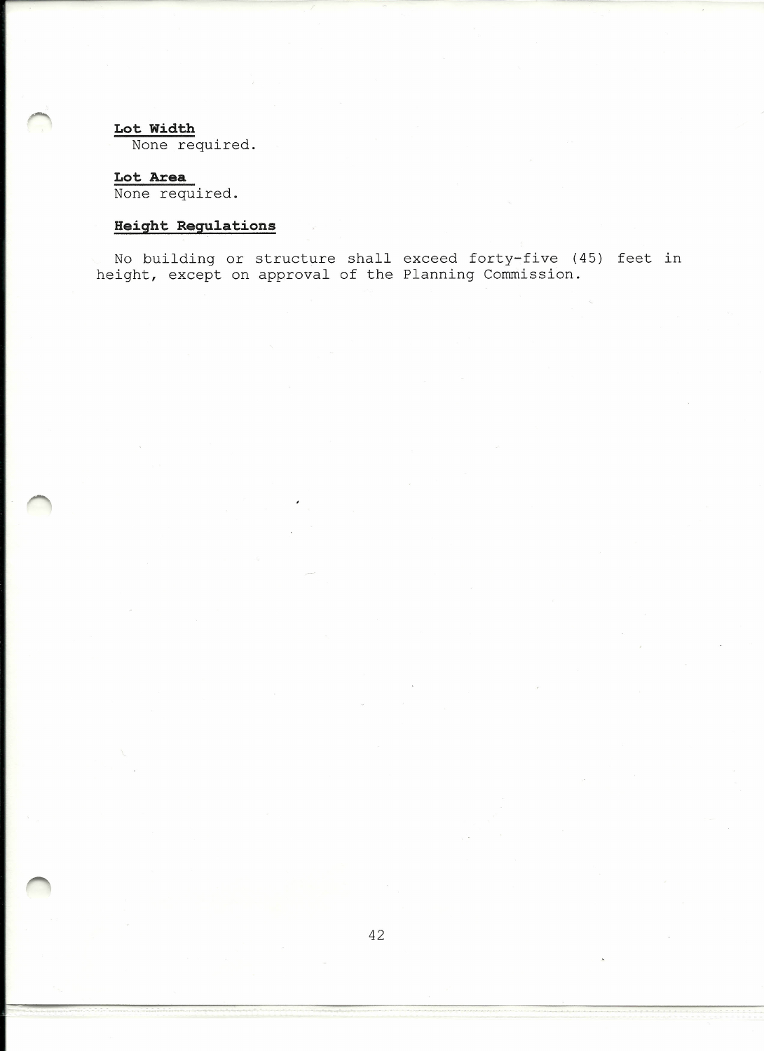**Lot Width**

None required.

**Lot Area**

None required.

**Height Regulations**

No building or structure shall exceed forty-five (45) feet in height, except on approval of the Planning Commission.